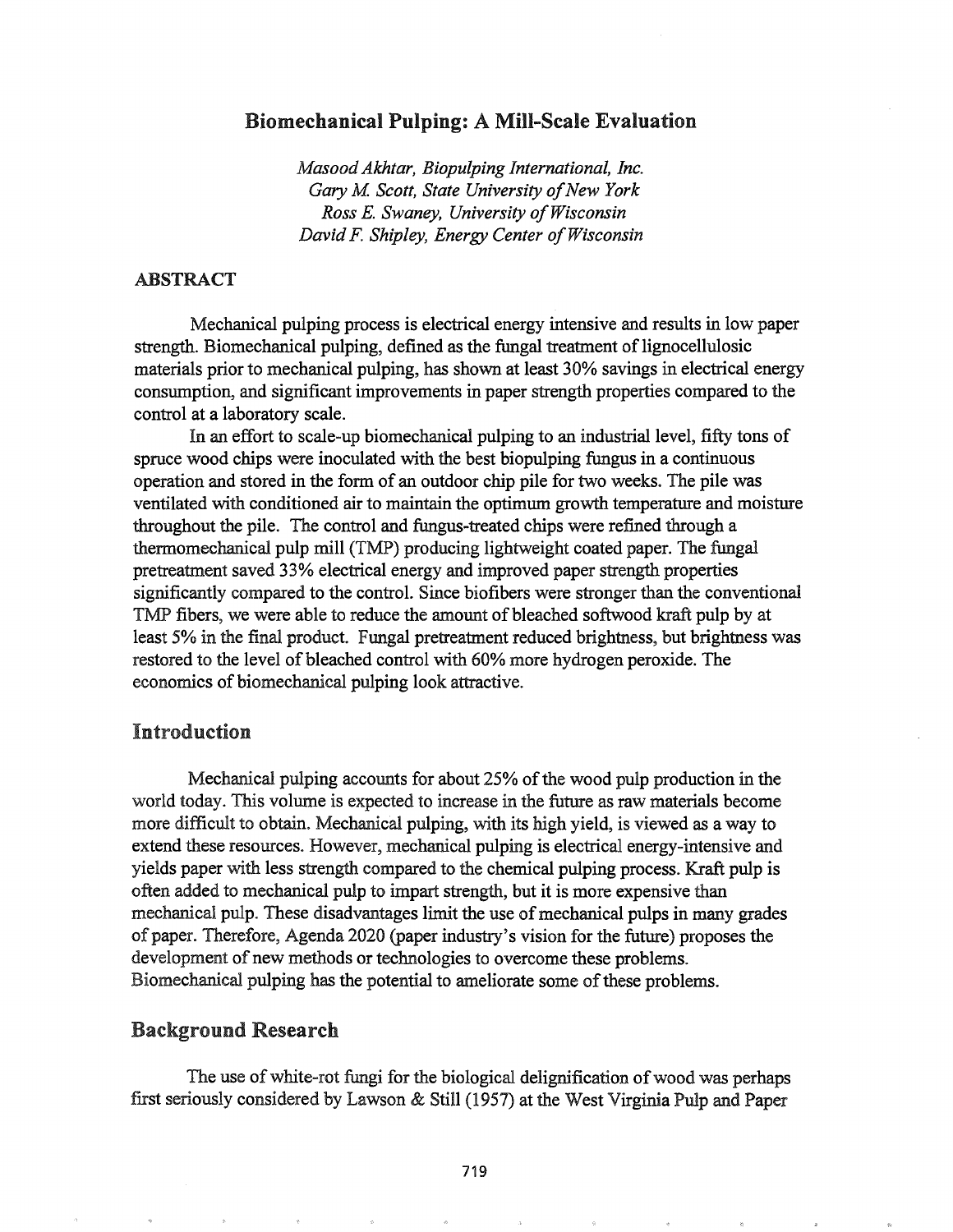# Biomechanical Pulping: A Mill-Scale Evaluation

*Masood Akhtar, Biopulping International, Inc.*
*Gary M. Scott, State University of New York*
*Ross E. Swaney, University of Wisconsin*
*David F. Shipley, Energy Center of Wisconsin*

## ABSTRACT

Mechanical pulping process is electrical energy intensive and results in low paper strength. Biomechanical pulping, defined as the fungal treatment of lignocellulosic materials prior to mechanical pulping, has shown at least 30% savings in electrical energy consumption, and significant improvements in paper strength properties compared to the control at a laboratory scale.

In an effort to scale-up biomechanical pulping to an industrial level, fifty tons of spruce wood chips were inoculated with the best biopulping fungus in a continuous operation and stored in the form of an outdoor chip pile for two weeks. The pile was ventilated with conditioned air to maintain the optimum growth temperature and moisture throughout the pile. The control and fungus-treated chips were refined through a thermomechanical pulp mill (TMP) producing lightweight coated paper. The fungal pretreatment saved 33% electrical energy and improved paper strength properties significantly compared to the control. Since biofibers were stronger than the conventional TMP fibers, we were able to reduce the amount of bleached softwood kraft pulp by at least 5% in the final product. Fungal pretreatment reduced brightness, but brightness was restored to the level of bleached control with 60% more hydrogen peroxide. The economics of biomechanical pulping look attractive.

## Introduction

Mechanical pulping accounts for about 25% of the wood pulp production in the world today. This volume is expected to increase in the future as raw materials become more difficult to obtain. Mechanical pulping, with its high yield, is viewed as a way to extend these resources. However, mechanical pulping is electrical energy-intensive and yields paper with less strength compared to the chemical pulping process. Kraft pulp is often added to mechanical pulp to impart strength, but it is more expensive than mechanical pulp. These disadvantages limit the use of mechanical pulps in many grades of paper. Therefore, Agenda 2020 (paper industry's vision for the future) proposes the development of new methods or technologies to overcome these problems. Biomechanical pulping has the potential to ameliorate some of these problems.

## Background Research

The use of white-rot fungi for the biological delignification of wood was perhaps first seriously considered by Lawson & Still (1957) at the West Virginia Pulp and Paper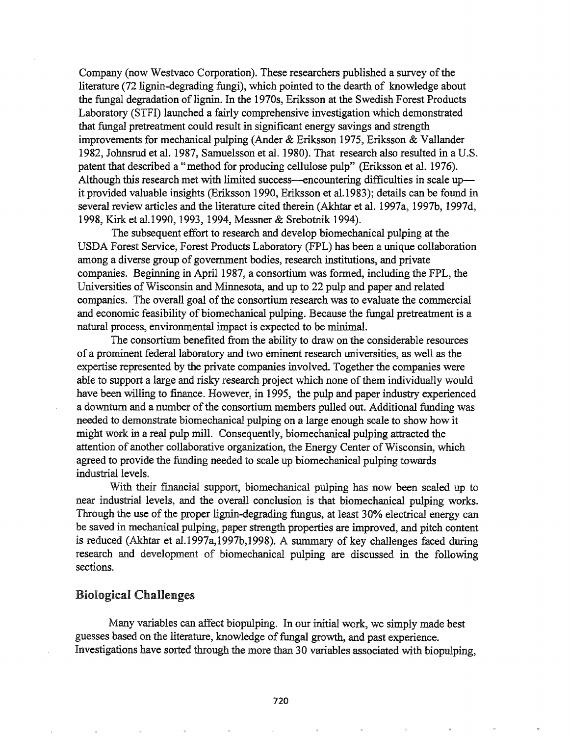Company (now Westvaco Corporation). These researchers published a survey of the literature (72 lignin-degrading fungi), which pointed to the dearth of knowledge about the fungal degradation of lignin. In the 1970s, Eriksson at the Swedish Forest Products Laboratory (STFI) launched a fairly comprehensive investigation which demonstrated that fungal pretreatment could result in significant energy savings and strength improvements for mechanical pulping (Ander & Eriksson 1975, Eriksson & Vallander 1982, Johnsrud et al. 1987, Samuelsson et al. 1980). That research also resulted in a U.S. patent that described a "method for producing cellulose pulp" (Eriksson et al. 1976). Although this research met with limited success—encountering difficulties in scale up—it provided valuable insights (Eriksson 1990, Eriksson et al.1983); details can be found in several review articles and the literature cited therein (Akhtar et al. 1997a, 1997b, 1997d, 1998, Kirk et al.1990, 1993, 1994, Messner & Srebotnik 1994).

The subsequent effort to research and develop biomechanical pulping at the USDA Forest Service, Forest Products Laboratory (FPL) has been a unique collaboration among a diverse group of government bodies, research institutions, and private companies. Beginning in April 1987, a consortium was formed, including the FPL, the Universities of Wisconsin and Minnesota, and up to 22 pulp and paper and related companies. The overall goal of the consortium research was to evaluate the commercial and economic feasibility of biomechanical pulping. Because the fungal pretreatment is a natural process, environmental impact is expected to be minimal.

The consortium benefited from the ability to draw on the considerable resources of a prominent federal laboratory and two eminent research universities, as well as the expertise represented by the private companies involved. Together the companies were able to support a large and risky research project which none of them individually would have been willing to finance. However, in 1995, the pulp and paper industry experienced a downturn and a number of the consortium members pulled out. Additional funding was needed to demonstrate biomechanical pulping on a large enough scale to show how it might work in a real pulp mill. Consequently, biomechanical pulping attracted the attention of another collaborative organization, the Energy Center of Wisconsin, which agreed to provide the funding needed to scale up biomechanical pulping towards industrial levels.

With their financial support, biomechanical pulping has now been scaled up to near industrial levels, and the overall conclusion is that biomechanical pulping works. Through the use of the proper lignin-degrading fungus, at least 30% electrical energy can be saved in mechanical pulping, paper strength properties are improved, and pitch content is reduced (Akhtar et al.1997a,1997b,1998). A summary of key challenges faced during research and development of biomechanical pulping are discussed in the following sections.

## Biological Challenges

Many variables can affect biopulping. In our initial work, we simply made best guesses based on the literature, knowledge of fungal growth, and past experience. Investigations have sorted through the more than 30 variables associated with biopulping,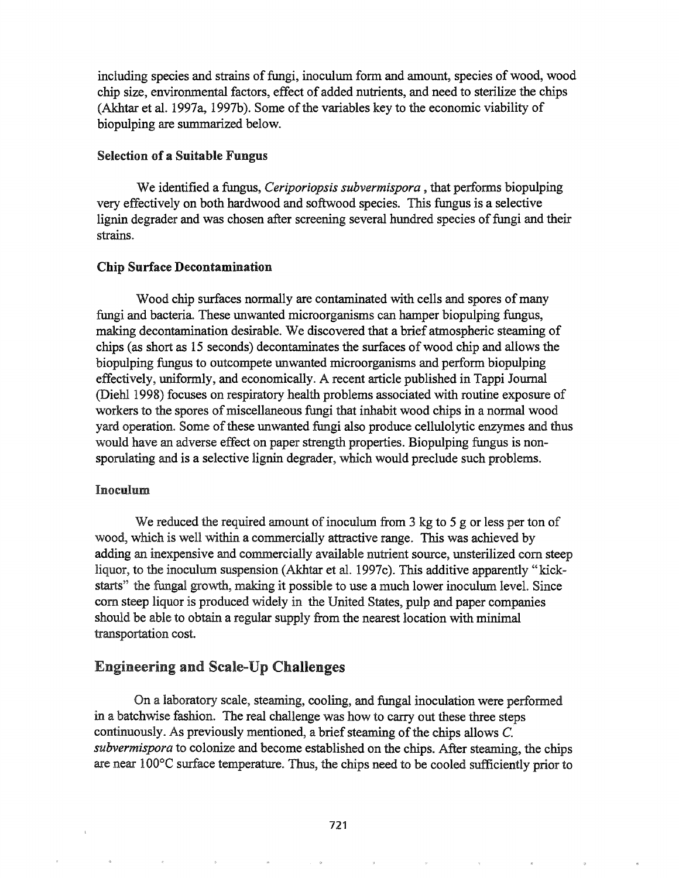including species and strains of fungi, inoculum form and amount, species of wood, wood chip size, environmental factors, effect of added nutrients, and need to sterilize the chips (Akhtar et al. 1997a, 1997b). Some of the variables key to the economic viability of biopulping are summarized below.

### Selection of a Suitable Fungus

We identified a fungus, *Ceriporiopsis subvermispora* , that performs biopulping very effectively on both hardwood and softwood species. This fungus is a selective lignin degrader and was chosen after screening several hundred species of fungi and their strains.

### Chip Surface Decontamination

Wood chip surfaces normally are contaminated with cells and spores of many fungi and bacteria. These unwanted microorganisms can hamper biopulping fungus, making decontamination desirable. We discovered that a brief atmospheric steaming of chips (as short as 15 seconds) decontaminates the surfaces of wood chip and allows the biopulping fungus to outcompete unwanted microorganisms and perform biopulping effectively, uniformly, and economically. A recent article published in Tappi Journal (Diehl 1998) focuses on respiratory health problems associated with routine exposure of workers to the spores of miscellaneous fungi that inhabit wood chips in a normal wood yard operation. Some of these unwanted fungi also produce cellulolytic enzymes and thus would have an adverse effect on paper strength properties. Biopulping fungus is non-sporulating and is a selective lignin degrader, which would preclude such problems.

### Inoculum

We reduced the required amount of inoculum from 3 kg to 5 g or less per ton of wood, which is well within a commercially attractive range. This was achieved by adding an inexpensive and commercially available nutrient source, unsterilized corn steep liquor, to the inoculum suspension (Akhtar et al. 1997c). This additive apparently "kick-starts" the fungal growth, making it possible to use a much lower inoculum level. Since corn steep liquor is produced widely in the United States, pulp and paper companies should be able to obtain a regular supply from the nearest location with minimal transportation cost.

## Engineering and Scale-Up Challenges

On a laboratory scale, steaming, cooling, and fungal inoculation were performed in a batchwise fashion. The real challenge was how to carry out these three steps continuously. As previously mentioned, a brief steaming of the chips allows *C. subvermispora* to colonize and become established on the chips. After steaming, the chips are near 100°C surface temperature. Thus, the chips need to be cooled sufficiently prior to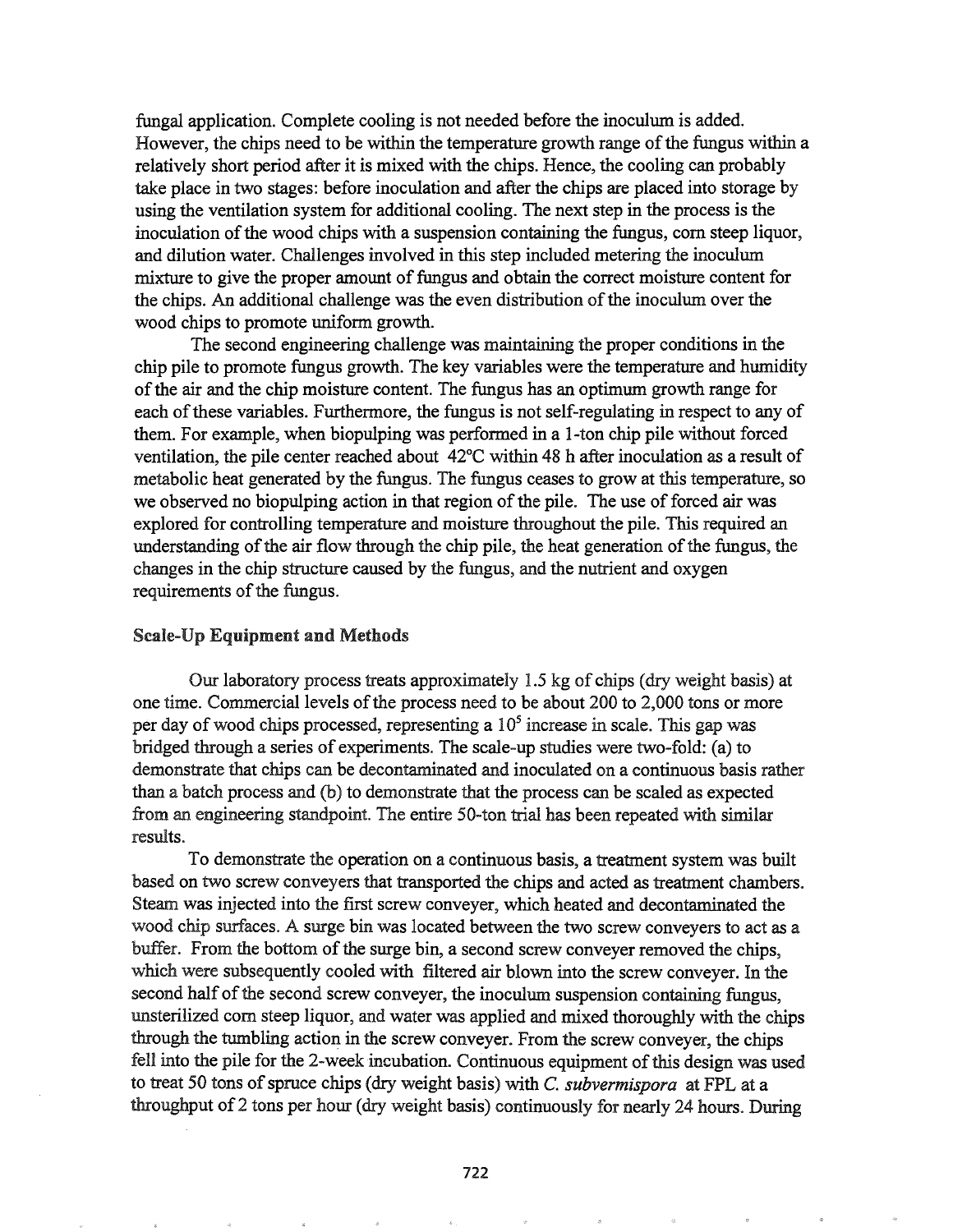fungal application. Complete cooling is not needed before the inoculum is added. However, the chips need to be within the temperature growth range of the fungus within a relatively short period after it is mixed with the chips. Hence, the cooling can probably take place in two stages: before inoculation and after the chips are placed into storage by using the ventilation system for additional cooling. The next step in the process is the inoculation of the wood chips with a suspension containing the fungus, corn steep liquor, and dilution water. Challenges involved in this step included metering the inoculum mixture to give the proper amount of fungus and obtain the correct moisture content for the chips. An additional challenge was the even distribution of the inoculum over the wood chips to promote uniform growth.

The second engineering challenge was maintaining the proper conditions in the chip pile to promote fungus growth. The key variables were the temperature and humidity of the air and the chip moisture content. The fungus has an optimum growth range for each of these variables. Furthermore, the fungus is not self-regulating in respect to any of them. For example, when biopulping was performed in a 1-ton chip pile without forced ventilation, the pile center reached about 42°C within 48 h after inoculation as a result of metabolic heat generated by the fungus. The fungus ceases to grow at this temperature, so we observed no biopulping action in that region of the pile. The use of forced air was explored for controlling temperature and moisture throughout the pile. This required an understanding of the air flow through the chip pile, the heat generation of the fungus, the changes in the chip structure caused by the fungus, and the nutrient and oxygen requirements of the fungus.

### Scale-Up Equipment and Methods

Our laboratory process treats approximately 1.5 kg of chips (dry weight basis) at one time. Commercial levels of the process need to be about 200 to 2,000 tons or more per day of wood chips processed, representing a $10^5$ increase in scale. This gap was bridged through a series of experiments. The scale-up studies were two-fold: (a) to demonstrate that chips can be decontaminated and inoculated on a continuous basis rather than a batch process and (b) to demonstrate that the process can be scaled as expected from an engineering standpoint. The entire 50-ton trial has been repeated with similar results.

To demonstrate the operation on a continuous basis, a treatment system was built based on two screw conveyers that transported the chips and acted as treatment chambers. Steam was injected into the first screw conveyer, which heated and decontaminated the wood chip surfaces. A surge bin was located between the two screw conveyers to act as a buffer. From the bottom of the surge bin, a second screw conveyer removed the chips, which were subsequently cooled with filtered air blown into the screw conveyer. In the second half of the second screw conveyer, the inoculum suspension containing fungus, unsterilized corn steep liquor, and water was applied and mixed thoroughly with the chips through the tumbling action in the screw conveyer. From the screw conveyer, the chips fell into the pile for the 2-week incubation. Continuous equipment of this design was used to treat 50 tons of spruce chips (dry weight basis) with *C. subvermispora* at FPL at a throughput of 2 tons per hour (dry weight basis) continuously for nearly 24 hours. During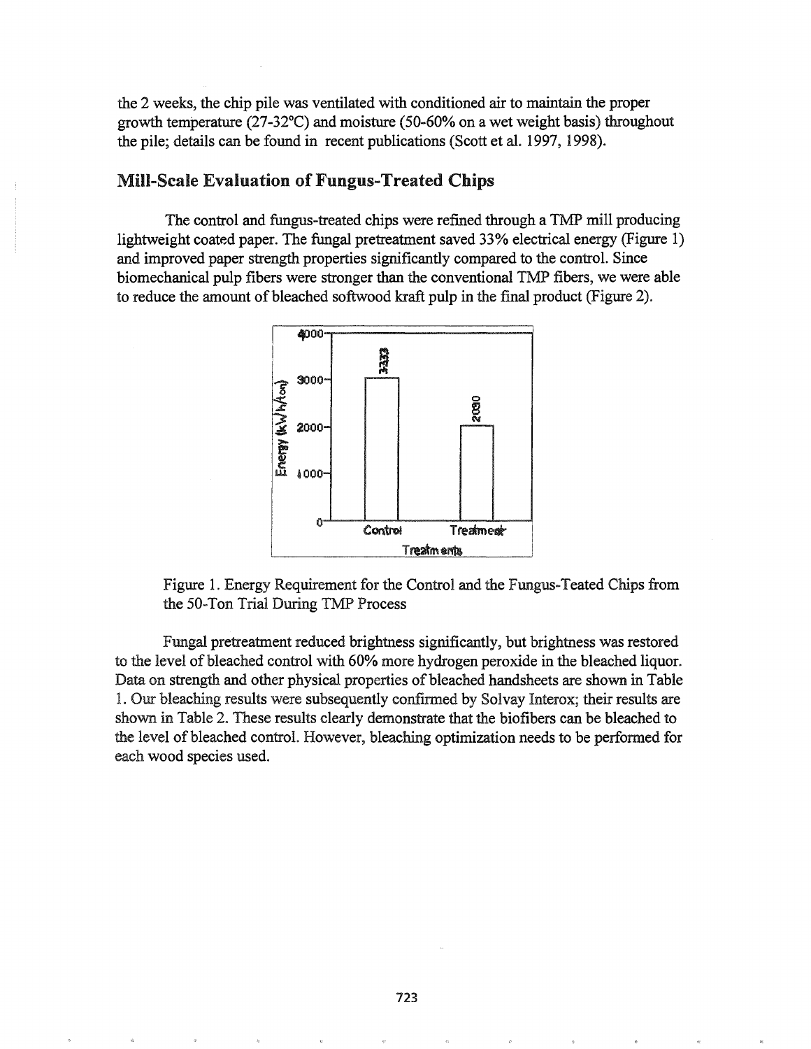the 2 weeks, the chip pile was ventilated with conditioned air to maintain the proper growth temperature (27-32°C) and moisture (50-60% on a wet weight basis) throughout the pile; details can be found in recent publications (Scott et al. 1997, 1998).

## Mill-Scale Evaluation of Fungus-Treated Chips

The control and fungus-treated chips were refined through a TMP mill producing lightweight coated paper. The fungal pretreatment saved 33% electrical energy (Figure 1) and improved paper strength properties significantly compared to the control. Since biomechanical pulp fibers were stronger than the conventional TMP fibers, we were able to reduce the amount of bleached softwood kraft pulp in the final product (Figure 2).

Figure 1. Energy Requirement for the Control and the Fungus-Teated Chips from the 50-Ton Trial During TMP Process

Fungal pretreatment reduced brightness significantly, but brightness was restored to the level of bleached control with 60% more hydrogen peroxide in the bleached liquor. Data on strength and other physical properties of bleached handsheets are shown in Table 1. Our bleaching results were subsequently confirmed by Solvay Interox; their results are shown in Table 2. These results clearly demonstrate that the biofibers can be bleached to the level of bleached control. However, bleaching optimization needs to be performed for each wood species used.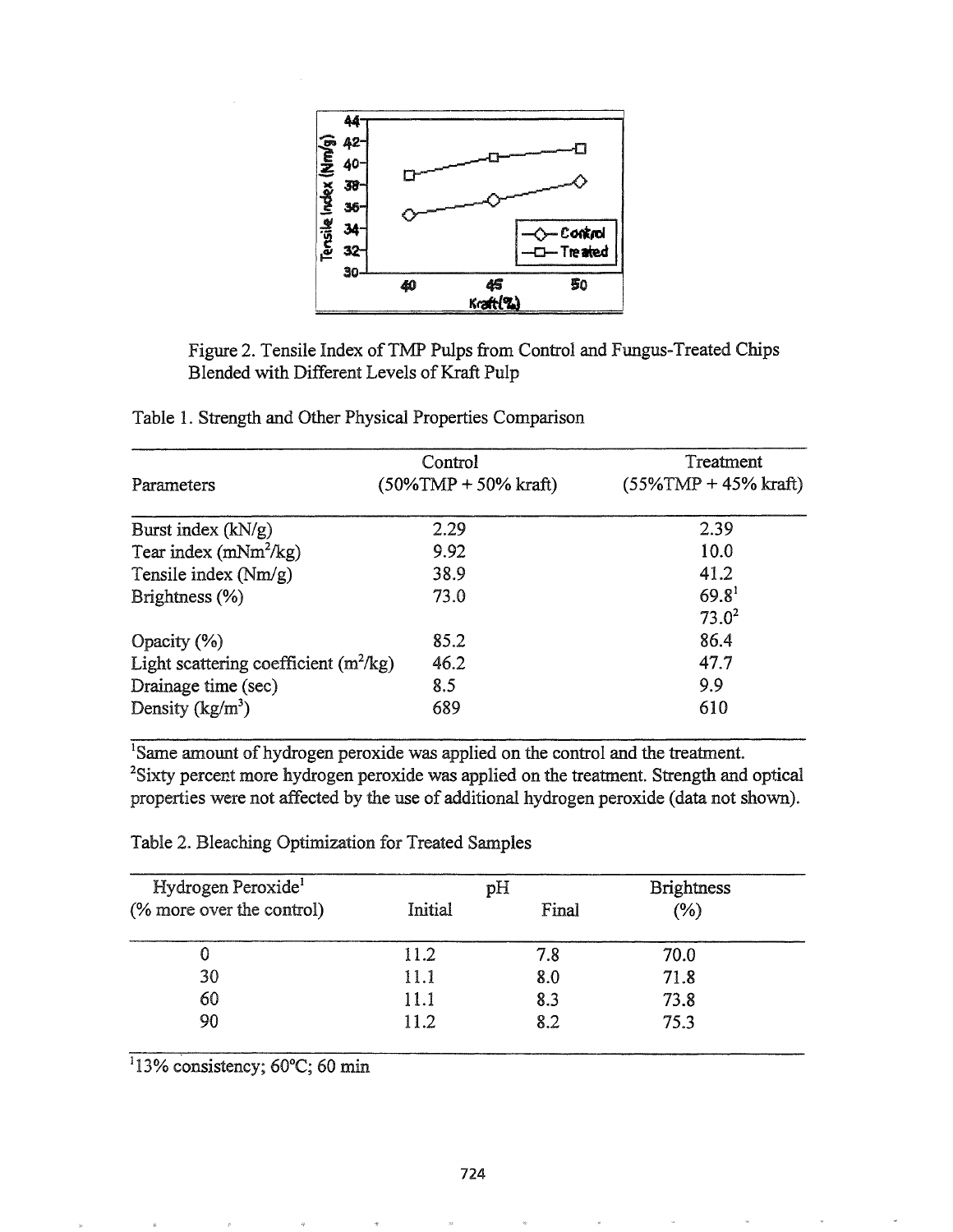Figure 2. Tensile Index of TMP Pulps from Control and Fungus-Treated Chips Blended with Different Levels of Kraft Pulp

Table 1. Strength and Other Physical Properties Comparison

| Parameters | Control (50%TMP + 50% kraft) | Treatment (55%TMP + 45% kraft) |
|---|---|---|
| Burst index (kN/g) | 2.29 | 2.39 |
| Tear index ($mNm^2/kg$) | 9.92 | 10.0 |
| Tensile index (Nm/g) | 38.9 | 41.2 |
| Brightness (%) | 73.0 | 69.8[1] |
| | | 73.0[2] |
| Opacity (%) | 85.2 | 86.4 |
| Light scattering coefficient ($m^2/kg$) | 46.2 | 47.7 |
| Drainage time (sec) | 8.5 | 9.9 |
| Density ($kg/m^3$) | 689 | 610 |

[1]Same amount of hydrogen peroxide was applied on the control and the treatment.
[2]Sixty percent more hydrogen peroxide was applied on the treatment. Strength and optical properties were not affected by the use of additional hydrogen peroxide (data not shown).

Table 2. Bleaching Optimization for Treated Samples

| Hydrogen Peroxide[1] (% more over the control) | pH | | Brightness (%) |
|---|---|---|---|
| | Initial | Final | |
| 0 | 11.2 | 7.8 | 70.0 |
| 30 | 11.1 | 8.0 | 71.8 |
| 60 | 11.1 | 8.3 | 73.8 |
| 90 | 11.2 | 8.2 | 75.3 |

[1]13% consistency; 60°C; 60 min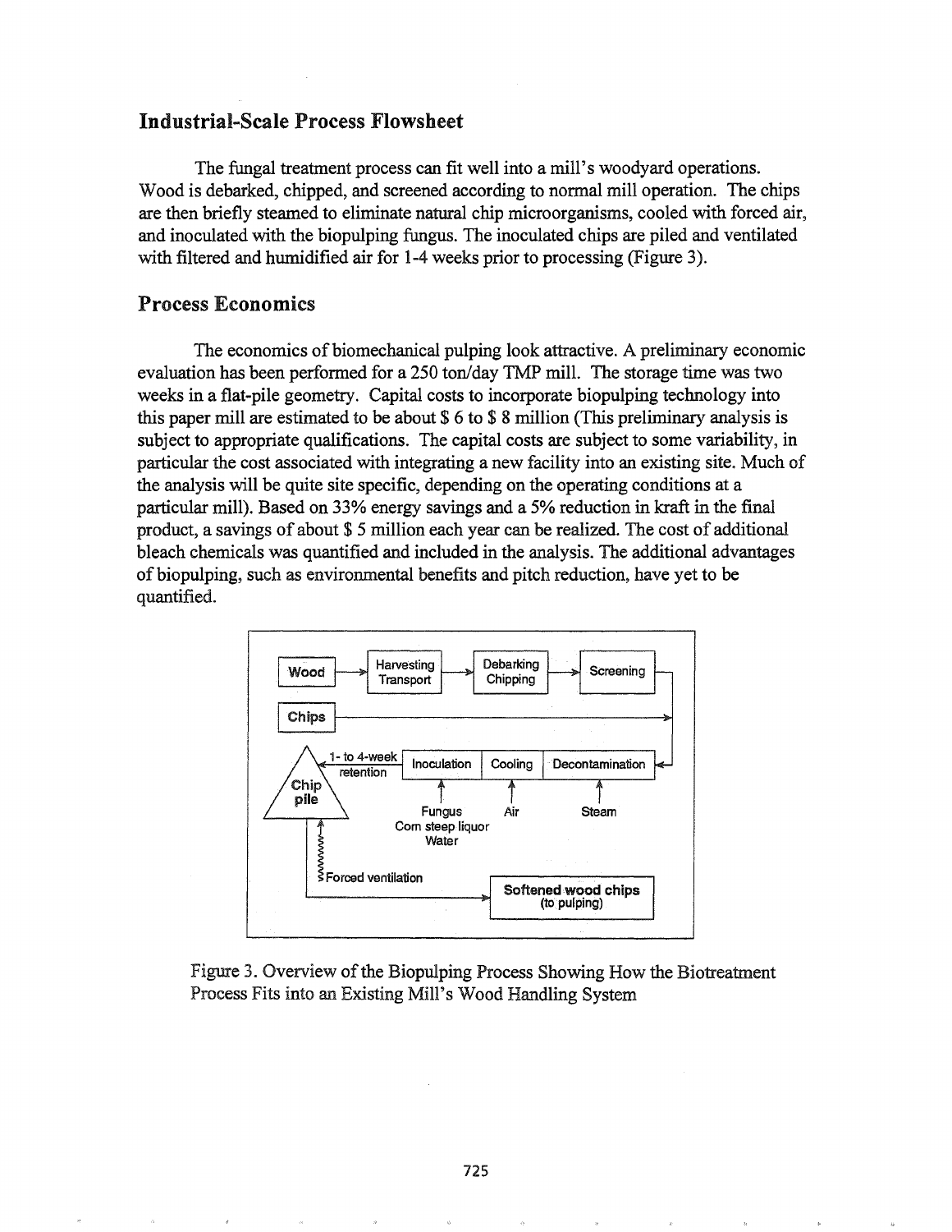## Industrial-Scale Process Flowsheet

The fungal treatment process can fit well into a mill's woodyard operations. Wood is debarked, chipped, and screened according to normal mill operation. The chips are then briefly steamed to eliminate natural chip microorganisms, cooled with forced air, and inoculated with the biopulping fungus. The inoculated chips are piled and ventilated with filtered and humidified air for 1-4 weeks prior to processing (Figure 3).

## Process Economics

The economics of biomechanical pulping look attractive. A preliminary economic evaluation has been performed for a 250 ton/day TMP mill. The storage time was two weeks in a flat-pile geometry. Capital costs to incorporate biopulping technology into this paper mill are estimated to be about $ 6 to $ 8 million (This preliminary analysis is subject to appropriate qualifications. The capital costs are subject to some variability, in particular the cost associated with integrating a new facility into an existing site. Much of the analysis will be quite site specific, depending on the operating conditions at a particular mill). Based on 33% energy savings and a 5% reduction in kraft in the final product, a savings of about $ 5 million each year can be realized. The cost of additional bleach chemicals was quantified and included in the analysis. The additional advantages of biopulping, such as environmental benefits and pitch reduction, have yet to be quantified.

Wood → Harvesting Transport → Debarking Chipping → Screening

Chips

Chip pile ← 1- to 4-week retention ← Inoculation ← Cooling ← Decontamination

Fungus, Corn steep liquor, Water → Inoculation; Air → Cooling; Steam → Decontamination

Forced ventilation → Chip pile

Softened wood chips (to pulping)

Figure 3. Overview of the Biopulping Process Showing How the Biotreatment Process Fits into an Existing Mill's Wood Handling System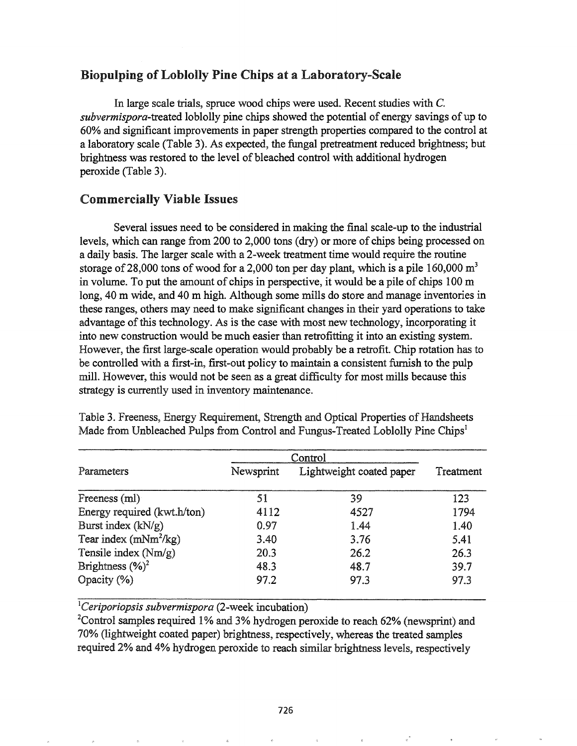## Biopulping of Loblolly Pine Chips at a Laboratory-Scale

In large scale trials, spruce wood chips were used. Recent studies with *C. subvermispora*-treated loblolly pine chips showed the potential of energy savings of up to 60% and significant improvements in paper strength properties compared to the control at a laboratory scale (Table 3). As expected, the fungal pretreatment reduced brightness; but brightness was restored to the level of bleached control with additional hydrogen peroxide (Table 3).

## Commercially Viable Issues

Several issues need to be considered in making the final scale-up to the industrial levels, which can range from 200 to 2,000 tons (dry) or more of chips being processed on a daily basis. The larger scale with a 2-week treatment time would require the routine storage of 28,000 tons of wood for a 2,000 ton per day plant, which is a pile 160,000 $m^3$ in volume. To put the amount of chips in perspective, it would be a pile of chips 100 m long, 40 m wide, and 40 m high. Although some mills do store and manage inventories in these ranges, others may need to make significant changes in their yard operations to take advantage of this technology. As is the case with most new technology, incorporating it into new construction would be much easier than retrofitting it into an existing system. However, the first large-scale operation would probably be a retrofit. Chip rotation has to be controlled with a first-in, first-out policy to maintain a consistent furnish to the pulp mill. However, this would not be seen as a great difficulty for most mills because this strategy is currently used in inventory maintenance.

Table 3. Freeness, Energy Requirement, Strength and Optical Properties of Handsheets Made from Unbleached Pulps from Control and Fungus-Treated Loblolly Pine Chips[1]

| Parameters | Control | | Treatment |
|---|---|---|---|
| | Newsprint | Lightweight coated paper | |
| Freeness (ml) | 51 | 39 | 123 |
| Energy required (kwt.h/ton) | 4112 | 4527 | 1794 |
| Burst index (kN/g) | 0.97 | 1.44 | 1.40 |
| Tear index (mNm$^2$/kg) | 3.40 | 3.76 | 5.41 |
| Tensile index (Nm/g) | 20.3 | 26.2 | 26.3 |
| Brightness (%)[2] | 48.3 | 48.7 | 39.7 |
| Opacity (%) | 97.2 | 97.3 | 97.3 |

[1]*Ceriporiopsis subvermispora* (2-week incubation)

[2]Control samples required 1% and 3% hydrogen peroxide to reach 62% (newsprint) and 70% (lightweight coated paper) brightness, respectively, whereas the treated samples required 2% and 4% hydrogen peroxide to reach similar brightness levels, respectively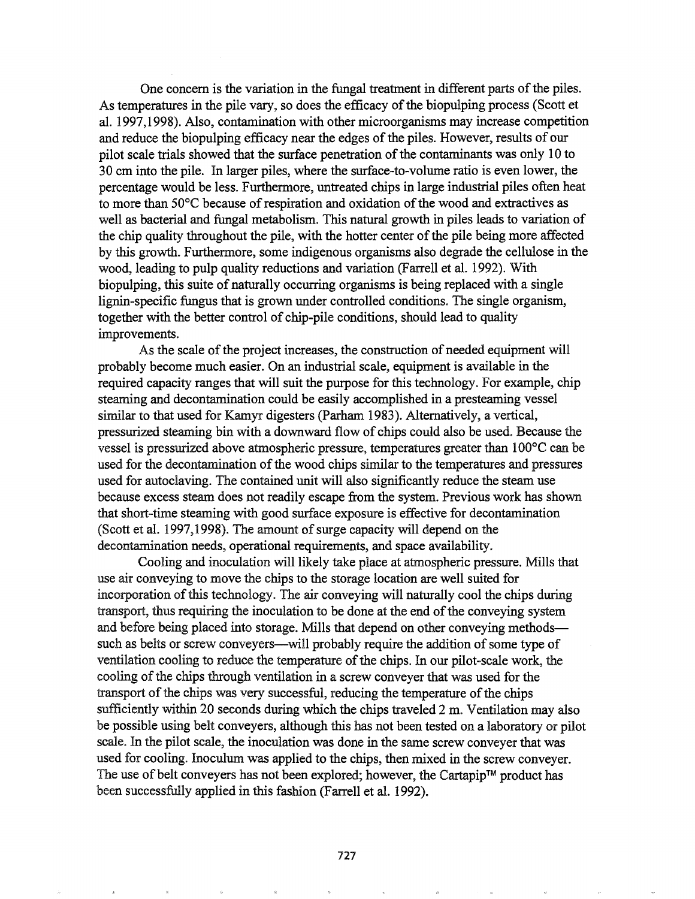One concern is the variation in the fungal treatment in different parts of the piles. As temperatures in the pile vary, so does the efficacy of the biopulping process (Scott et al. 1997,1998). Also, contamination with other microorganisms may increase competition and reduce the biopulping efficacy near the edges of the piles. However, results of our pilot scale trials showed that the surface penetration of the contaminants was only 10 to 30 cm into the pile. In larger piles, where the surface-to-volume ratio is even lower, the percentage would be less. Furthermore, untreated chips in large industrial piles often heat to more than 50°C because of respiration and oxidation of the wood and extractives as well as bacterial and fungal metabolism. This natural growth in piles leads to variation of the chip quality throughout the pile, with the hotter center of the pile being more affected by this growth. Furthermore, some indigenous organisms also degrade the cellulose in the wood, leading to pulp quality reductions and variation (Farrell et al. 1992). With biopulping, this suite of naturally occurring organisms is being replaced with a single lignin-specific fungus that is grown under controlled conditions. The single organism, together with the better control of chip-pile conditions, should lead to quality improvements.

As the scale of the project increases, the construction of needed equipment will probably become much easier. On an industrial scale, equipment is available in the required capacity ranges that will suit the purpose for this technology. For example, chip steaming and decontamination could be easily accomplished in a presteaming vessel similar to that used for Kamyr digesters (Parham 1983). Alternatively, a vertical, pressurized steaming bin with a downward flow of chips could also be used. Because the vessel is pressurized above atmospheric pressure, temperatures greater than 100°C can be used for the decontamination of the wood chips similar to the temperatures and pressures used for autoclaving. The contained unit will also significantly reduce the steam use because excess steam does not readily escape from the system. Previous work has shown that short-time steaming with good surface exposure is effective for decontamination (Scott et al. 1997,1998). The amount of surge capacity will depend on the decontamination needs, operational requirements, and space availability.

Cooling and inoculation will likely take place at atmospheric pressure. Mills that use air conveying to move the chips to the storage location are well suited for incorporation of this technology. The air conveying will naturally cool the chips during transport, thus requiring the inoculation to be done at the end of the conveying system and before being placed into storage. Mills that depend on other conveying methods—such as belts or screw conveyers—will probably require the addition of some type of ventilation cooling to reduce the temperature of the chips. In our pilot-scale work, the cooling of the chips through ventilation in a screw conveyer that was used for the transport of the chips was very successful, reducing the temperature of the chips sufficiently within 20 seconds during which the chips traveled 2 m. Ventilation may also be possible using belt conveyers, although this has not been tested on a laboratory or pilot scale. In the pilot scale, the inoculation was done in the same screw conveyer that was used for cooling. Inoculum was applied to the chips, then mixed in the screw conveyer. The use of belt conveyers has not been explored; however, the Cartapip™ product has been successfully applied in this fashion (Farrell et al. 1992).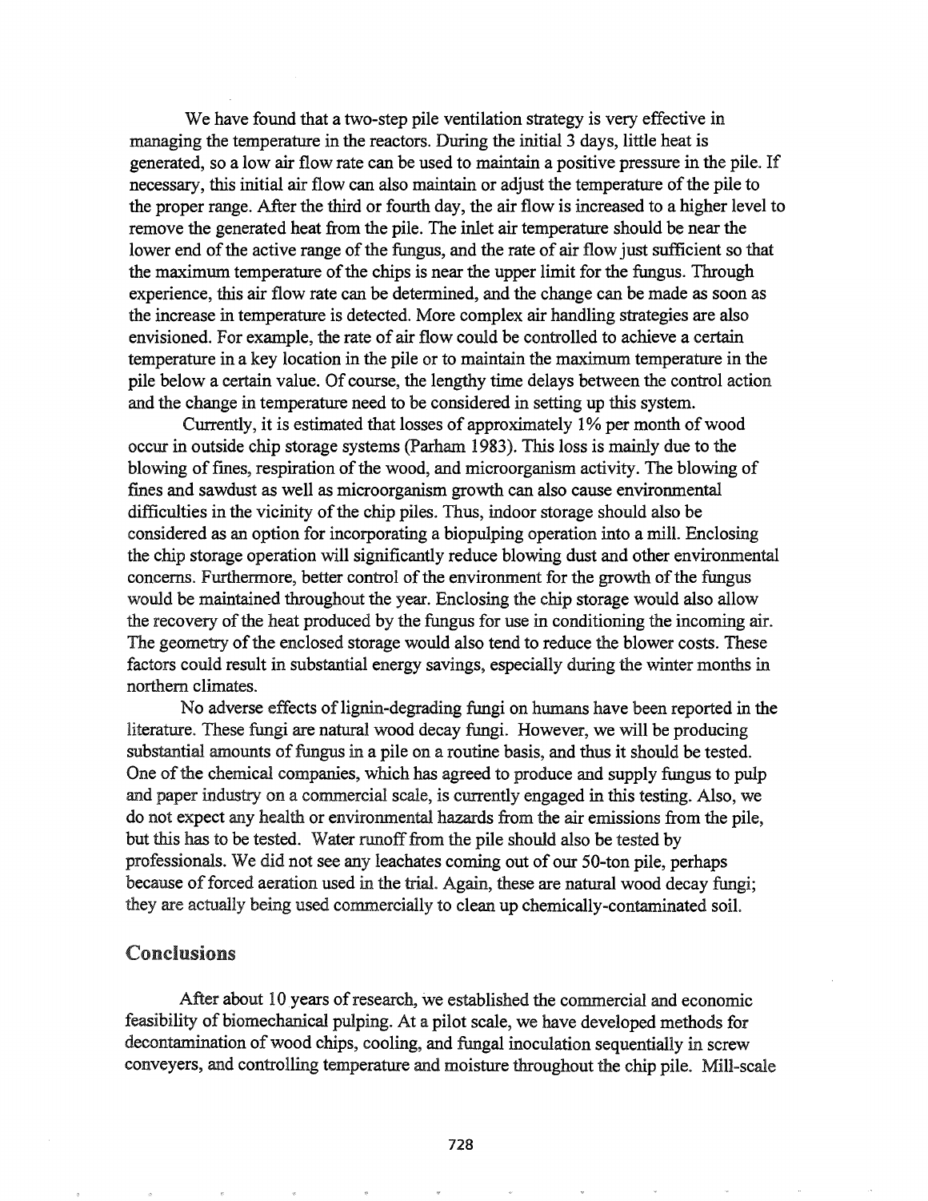We have found that a two-step pile ventilation strategy is very effective in managing the temperature in the reactors. During the initial 3 days, little heat is generated, so a low air flow rate can be used to maintain a positive pressure in the pile. If necessary, this initial air flow can also maintain or adjust the temperature of the pile to the proper range. After the third or fourth day, the air flow is increased to a higher level to remove the generated heat from the pile. The inlet air temperature should be near the lower end of the active range of the fungus, and the rate of air flow just sufficient so that the maximum temperature of the chips is near the upper limit for the fungus. Through experience, this air flow rate can be determined, and the change can be made as soon as the increase in temperature is detected. More complex air handling strategies are also envisioned. For example, the rate of air flow could be controlled to achieve a certain temperature in a key location in the pile or to maintain the maximum temperature in the pile below a certain value. Of course, the lengthy time delays between the control action and the change in temperature need to be considered in setting up this system.

Currently, it is estimated that losses of approximately 1% per month of wood occur in outside chip storage systems (Parham 1983). This loss is mainly due to the blowing of fines, respiration of the wood, and microorganism activity. The blowing of fines and sawdust as well as microorganism growth can also cause environmental difficulties in the vicinity of the chip piles. Thus, indoor storage should also be considered as an option for incorporating a biopulping operation into a mill. Enclosing the chip storage operation will significantly reduce blowing dust and other environmental concerns. Furthermore, better control of the environment for the growth of the fungus would be maintained throughout the year. Enclosing the chip storage would also allow the recovery of the heat produced by the fungus for use in conditioning the incoming air. The geometry of the enclosed storage would also tend to reduce the blower costs. These factors could result in substantial energy savings, especially during the winter months in northern climates.

No adverse effects of lignin-degrading fungi on humans have been reported in the literature. These fungi are natural wood decay fungi. However, we will be producing substantial amounts of fungus in a pile on a routine basis, and thus it should be tested. One of the chemical companies, which has agreed to produce and supply fungus to pulp and paper industry on a commercial scale, is currently engaged in this testing. Also, we do not expect any health or environmental hazards from the air emissions from the pile, but this has to be tested. Water runoff from the pile should also be tested by professionals. We did not see any leachates coming out of our 50-ton pile, perhaps because of forced aeration used in the trial. Again, these are natural wood decay fungi; they are actually being used commercially to clean up chemically-contaminated soil.

## Conclusions

After about 10 years of research, we established the commercial and economic feasibility of biomechanical pulping. At a pilot scale, we have developed methods for decontamination of wood chips, cooling, and fungal inoculation sequentially in screw conveyers, and controlling temperature and moisture throughout the chip pile. Mill-scale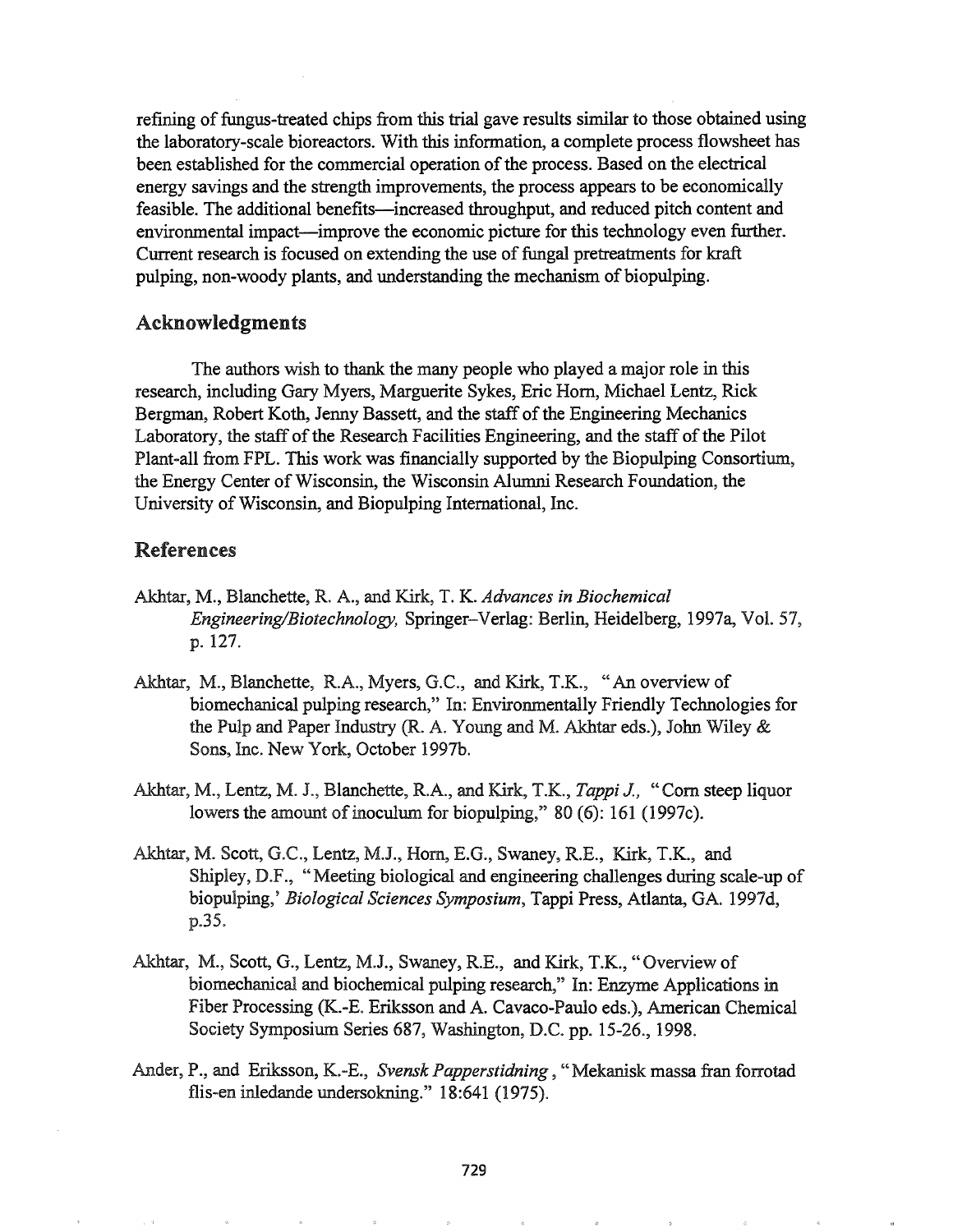refining of fungus-treated chips from this trial gave results similar to those obtained using the laboratory-scale bioreactors. With this information, a complete process flowsheet has been established for the commercial operation of the process. Based on the electrical energy savings and the strength improvements, the process appears to be economically feasible. The additional benefits—increased throughput, and reduced pitch content and environmental impact—improve the economic picture for this technology even further. Current research is focused on extending the use of fungal pretreatments for kraft pulping, non-woody plants, and understanding the mechanism of biopulping.

## Acknowledgments

The authors wish to thank the many people who played a major role in this research, including Gary Myers, Marguerite Sykes, Eric Horn, Michael Lentz, Rick Bergman, Robert Koth, Jenny Bassett, and the staff of the Engineering Mechanics Laboratory, the staff of the Research Facilities Engineering, and the staff of the Pilot Plant-all from FPL. This work was financially supported by the Biopulping Consortium, the Energy Center of Wisconsin, the Wisconsin Alumni Research Foundation, the University of Wisconsin, and Biopulping International, Inc.

## References

Akhtar, M., Blanchette, R. A., and Kirk, T. K. *Advances in Biochemical Engineering/Biotechnology,* Springer–Verlag: Berlin, Heidelberg, 1997a, Vol. 57, p. 127.

Akhtar, M., Blanchette, R.A., Myers, G.C., and Kirk, T.K., "An overview of biomechanical pulping research," In: Environmentally Friendly Technologies for the Pulp and Paper Industry (R. A. Young and M. Akhtar eds.), John Wiley & Sons, Inc. New York, October 1997b.

Akhtar, M., Lentz, M. J., Blanchette, R.A., and Kirk, T.K., *Tappi J.,* "Corn steep liquor lowers the amount of inoculum for biopulping," 80 (6): 161 (1997c).

Akhtar, M. Scott, G.C., Lentz, M.J., Horn, E.G., Swaney, R.E., Kirk, T.K., and Shipley, D.F., "Meeting biological and engineering challenges during scale-up of biopulping,' *Biological Sciences Symposium*, Tappi Press, Atlanta, GA. 1997d, p.35.

Akhtar, M., Scott, G., Lentz, M.J., Swaney, R.E., and Kirk, T.K., "Overview of biomechanical and biochemical pulping research," In: Enzyme Applications in Fiber Processing (K.-E. Eriksson and A. Cavaco-Paulo eds.), American Chemical Society Symposium Series 687, Washington, D.C. pp. 15-26., 1998.

Ander, P., and Eriksson, K.-E., *Svensk Papperstidning*, "Mekanisk massa fran forrotad flis-en inledande undersokning." 18:641 (1975).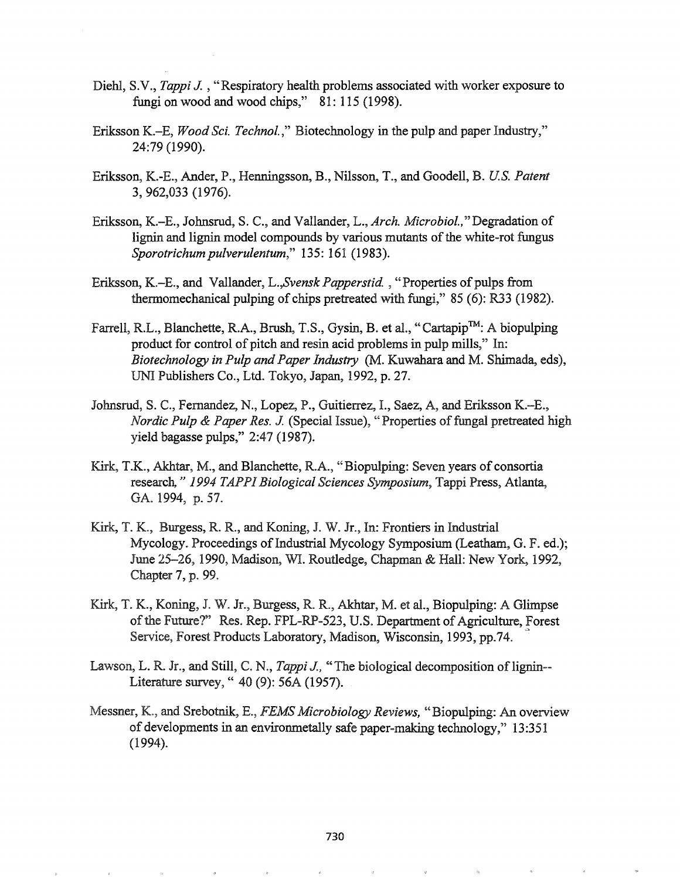Diehl, S.V., *Tappi J.* , "Respiratory health problems associated with worker exposure to fungi on wood and wood chips," 81: 115 (1998).

Eriksson K.–E, *Wood Sci. Technol.*," Biotechnology in the pulp and paper Industry," 24:79 (1990).

Eriksson, K.-E., Ander, P., Henningsson, B., Nilsson, T., and Goodell, B. *U.S. Patent* 3, 962,033 (1976).

Eriksson, K.–E., Johnsrud, S. C., and Vallander, L., *Arch. Microbiol.,*" Degradation of lignin and lignin model compounds by various mutants of the white-rot fungus *Sporotrichum pulverulentum*," 135: 161 (1983).

Eriksson, K.–E., and Vallander, L.,*Svensk Papperstid.* , "Properties of pulps from thermomechanical pulping of chips pretreated with fungi," 85 (6): R33 (1982).

Farrell, R.L., Blanchette, R.A., Brush, T.S., Gysin, B. et al., "Cartapip™: A biopulping product for control of pitch and resin acid problems in pulp mills," In: *Biotechnology in Pulp and Paper Industry* (M. Kuwahara and M. Shimada, eds), UNI Publishers Co., Ltd. Tokyo, Japan, 1992, p. 27.

Johnsrud, S. C., Fernandez, N., Lopez, P., Guitierrez, I., Saez, A, and Eriksson K.–E., *Nordic Pulp & Paper Res. J.* (Special Issue), "Properties of fungal pretreated high yield bagasse pulps," 2:47 (1987).

Kirk, T.K., Akhtar, M., and Blanchette, R.A., "Biopulping: Seven years of consortia research," *1994 TAPPI Biological Sciences Symposium*, Tappi Press, Atlanta, GA. 1994, p. 57.

Kirk, T. K., Burgess, R. R., and Koning, J. W. Jr., In: Frontiers in Industrial Mycology. Proceedings of Industrial Mycology Symposium (Leatham, G. F. ed.); June 25–26, 1990, Madison, WI. Routledge, Chapman & Hall: New York, 1992, Chapter 7, p. 99.

Kirk, T. K., Koning, J. W. Jr., Burgess, R. R., Akhtar, M. et al., Biopulping: A Glimpse of the Future?" Res. Rep. FPL-RP-523, U.S. Department of Agriculture, Forest Service, Forest Products Laboratory, Madison, Wisconsin, 1993, pp.74.

Lawson, L. R. Jr., and Still, C. N., *Tappi J.,* "The biological decomposition of lignin--Literature survey, " 40 (9): 56A (1957).

Messner, K., and Srebotnik, E., *FEMS Microbiology Reviews,* "Biopulping: An overview of developments in an environmetally safe paper-making technology," 13:351 (1994).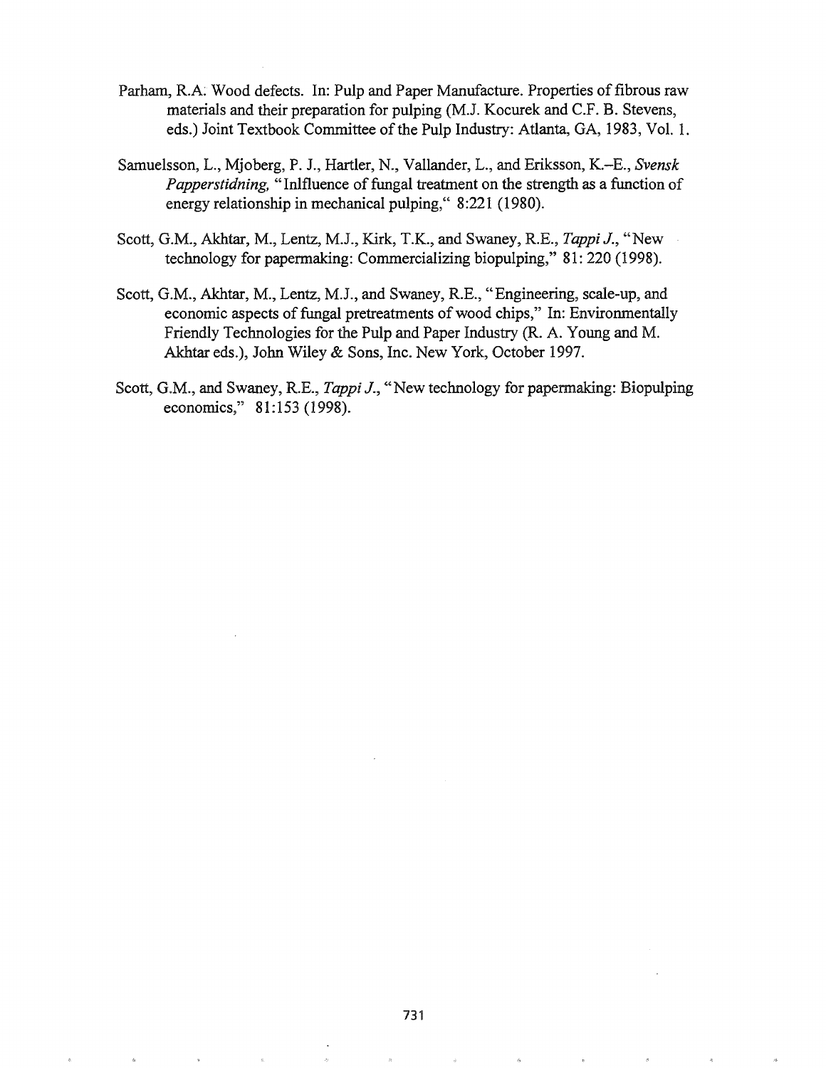Parham, R.A. Wood defects. In: Pulp and Paper Manufacture. Properties of fibrous raw materials and their preparation for pulping (M.J. Kocurek and C.F. B. Stevens, eds.) Joint Textbook Committee of the Pulp Industry: Atlanta, GA, 1983, Vol. 1.

Samuelsson, L., Mjoberg, P. J., Hartler, N., Vallander, L., and Eriksson, K.–E., *Svensk Papperstidning,* "Inlfluence of fungal treatment on the strength as a function of energy relationship in mechanical pulping," 8:221 (1980).

Scott, G.M., Akhtar, M., Lentz, M.J., Kirk, T.K., and Swaney, R.E., *Tappi J.,* "New technology for papermaking: Commercializing biopulping," 81: 220 (1998).

Scott, G.M., Akhtar, M., Lentz, M.J., and Swaney, R.E., "Engineering, scale-up, and economic aspects of fungal pretreatments of wood chips," In: Environmentally Friendly Technologies for the Pulp and Paper Industry (R. A. Young and M. Akhtar eds.), John Wiley & Sons, Inc. New York, October 1997.

Scott, G.M., and Swaney, R.E., *Tappi J.,* "New technology for papermaking: Biopulping economics," 81:153 (1998).